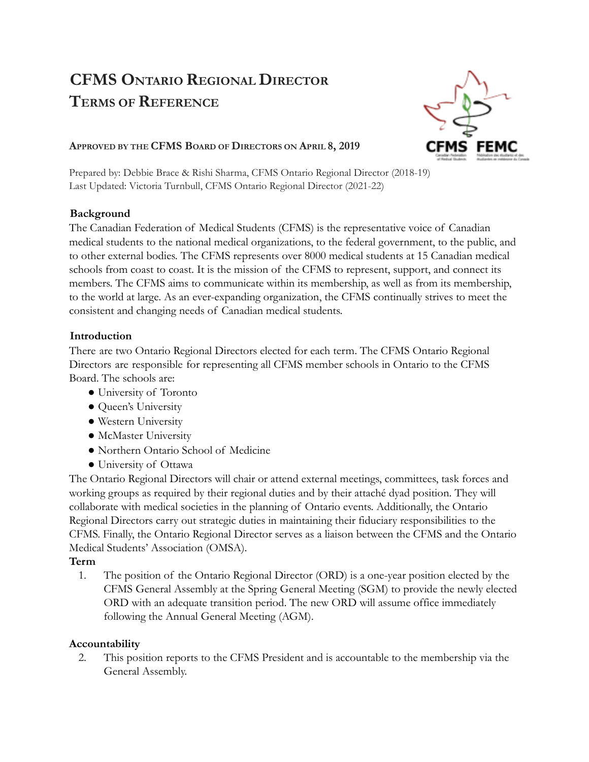# CFMS Ontario Regional Director Terms of Reference

**Approved by the CFMS Board of Directors on April 8, 2019**

Prepared by: Debbie Brace & Rishi Sharma, CFMS Ontario Regional Director (2018-19)
Last Updated: Victoria Turnbull, CFMS Ontario Regional Director (2021-22)

## Background

The Canadian Federation of Medical Students (CFMS) is the representative voice of Canadian medical students to the national medical organizations, to the federal government, to the public, and to other external bodies. The CFMS represents over 8000 medical students at 15 Canadian medical schools from coast to coast. It is the mission of the CFMS to represent, support, and connect its members. The CFMS aims to communicate within its membership, as well as from its membership, to the world at large. As an ever-expanding organization, the CFMS continually strives to meet the consistent and changing needs of Canadian medical students.

## Introduction

There are two Ontario Regional Directors elected for each term. The CFMS Ontario Regional Directors are responsible for representing all CFMS member schools in Ontario to the CFMS Board. The schools are:

- University of Toronto
- Queen's University
- Western University
- McMaster University
- Northern Ontario School of Medicine
- University of Ottawa

The Ontario Regional Directors will chair or attend external meetings, committees, task forces and working groups as required by their regional duties and by their attaché dyad position. They will collaborate with medical societies in the planning of Ontario events. Additionally, the Ontario Regional Directors carry out strategic duties in maintaining their fiduciary responsibilities to the CFMS. Finally, the Ontario Regional Director serves as a liaison between the CFMS and the Ontario Medical Students' Association (OMSA).

## Term

1. The position of the Ontario Regional Director (ORD) is a one-year position elected by the CFMS General Assembly at the Spring General Meeting (SGM) to provide the newly elected ORD with an adequate transition period. The new ORD will assume office immediately following the Annual General Meeting (AGM).

## Accountability

2. This position reports to the CFMS President and is accountable to the membership via the General Assembly.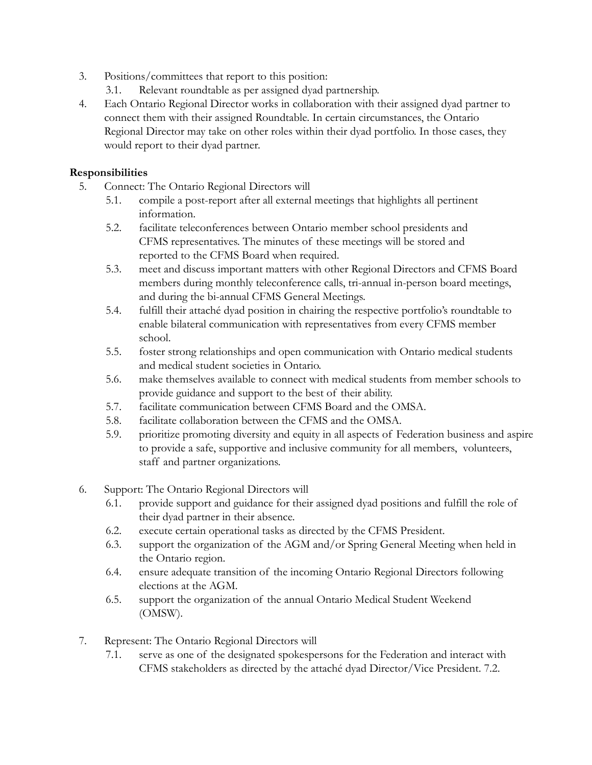3. Positions/committees that report to this position:
    3.1. Relevant roundtable as per assigned dyad partnership.
4. Each Ontario Regional Director works in collaboration with their assigned dyad partner to connect them with their assigned Roundtable. In certain circumstances, the Ontario Regional Director may take on other roles within their dyad portfolio. In those cases, they would report to their dyad partner.

**Responsibilities**

5. Connect: The Ontario Regional Directors will
    5.1. compile a post-report after all external meetings that highlights all pertinent information.
    5.2. facilitate teleconferences between Ontario member school presidents and CFMS representatives. The minutes of these meetings will be stored and reported to the CFMS Board when required.
    5.3. meet and discuss important matters with other Regional Directors and CFMS Board members during monthly teleconference calls, tri-annual in-person board meetings, and during the bi-annual CFMS General Meetings.
    5.4. fulfill their attaché dyad position in chairing the respective portfolio's roundtable to enable bilateral communication with representatives from every CFMS member school.
    5.5. foster strong relationships and open communication with Ontario medical students and medical student societies in Ontario.
    5.6. make themselves available to connect with medical students from member schools to provide guidance and support to the best of their ability.
    5.7. facilitate communication between CFMS Board and the OMSA.
    5.8. facilitate collaboration between the CFMS and the OMSA.
    5.9. prioritize promoting diversity and equity in all aspects of Federation business and aspire to provide a safe, supportive and inclusive community for all members, volunteers, staff and partner organizations.

6. Support: The Ontario Regional Directors will
    6.1. provide support and guidance for their assigned dyad positions and fulfill the role of their dyad partner in their absence.
    6.2. execute certain operational tasks as directed by the CFMS President.
    6.3. support the organization of the AGM and/or Spring General Meeting when held in the Ontario region.
    6.4. ensure adequate transition of the incoming Ontario Regional Directors following elections at the AGM.
    6.5. support the organization of the annual Ontario Medical Student Weekend (OMSW).

7. Represent: The Ontario Regional Directors will
    7.1. serve as one of the designated spokespersons for the Federation and interact with CFMS stakeholders as directed by the attaché dyad Director/Vice President. 7.2.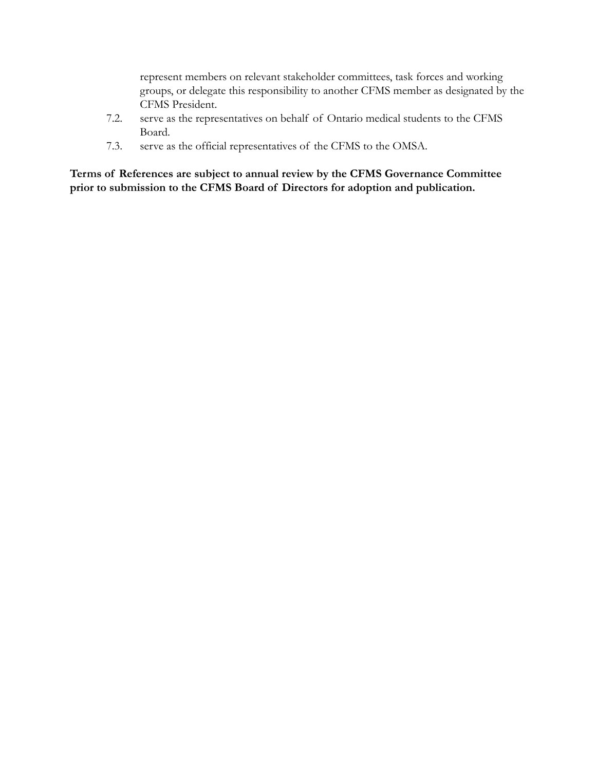represent members on relevant stakeholder committees, task forces and working groups, or delegate this responsibility to another CFMS member as designated by the CFMS President.

7.2. serve as the representatives on behalf of Ontario medical students to the CFMS Board.

7.3. serve as the official representatives of the CFMS to the OMSA.

**Terms of References are subject to annual review by the CFMS Governance Committee prior to submission to the CFMS Board of Directors for adoption and publication.**